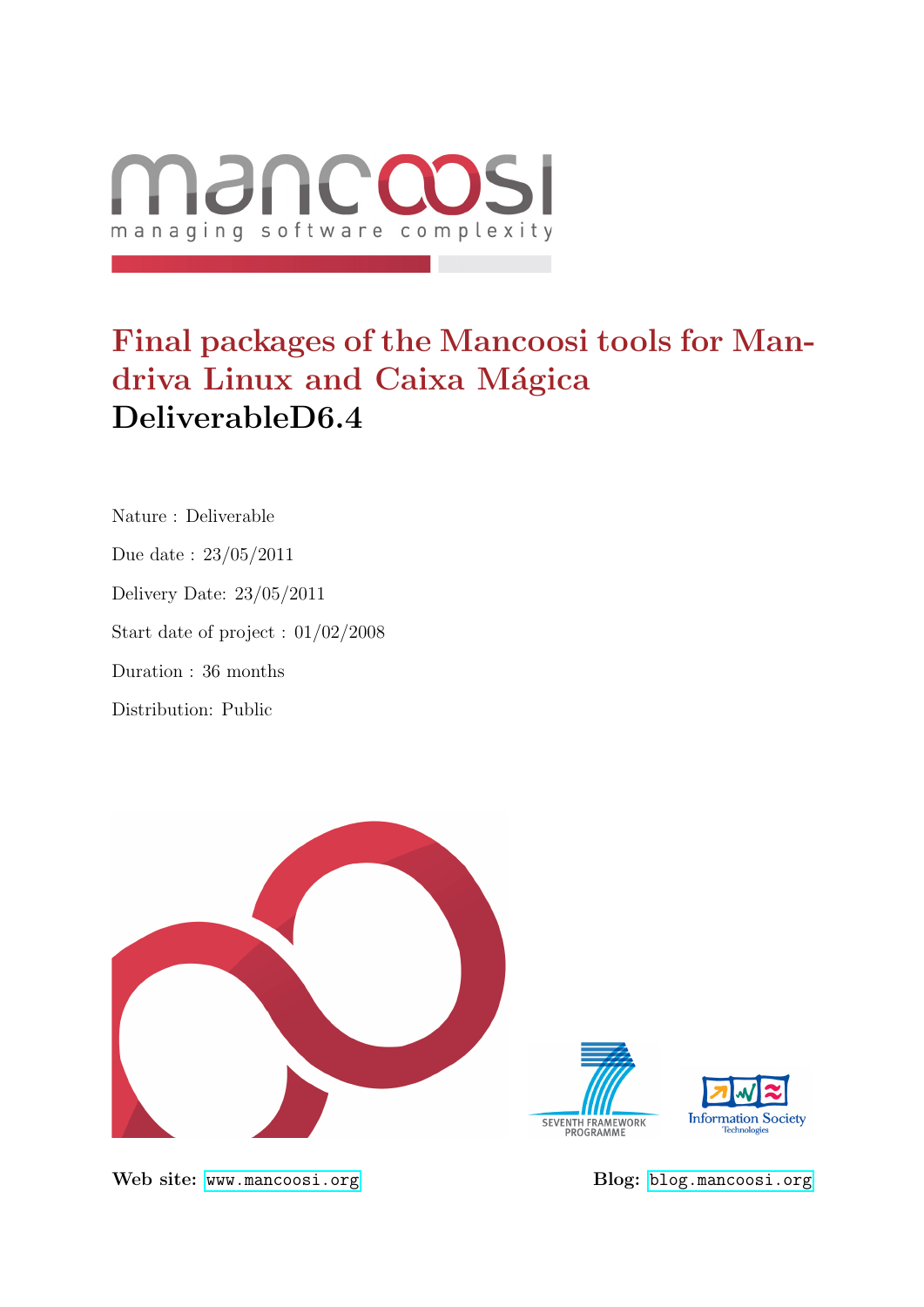mancoosi

managing software complexity

# Final packages of the Mancoosi tools for Mandriva Linux and Caixa Mágica

## DeliverableD6.4

Nature : Deliverable

Due date : 23/05/2011

Delivery Date: 23/05/2011

Start date of project : 01/02/2008

Duration : 36 months

Distribution: Public

SEVENTH FRAMEWORK PROGRAMME

Information Society Technologies

**Web site:** www.mancoosi.org

**Blog:** blog.mancoosi.org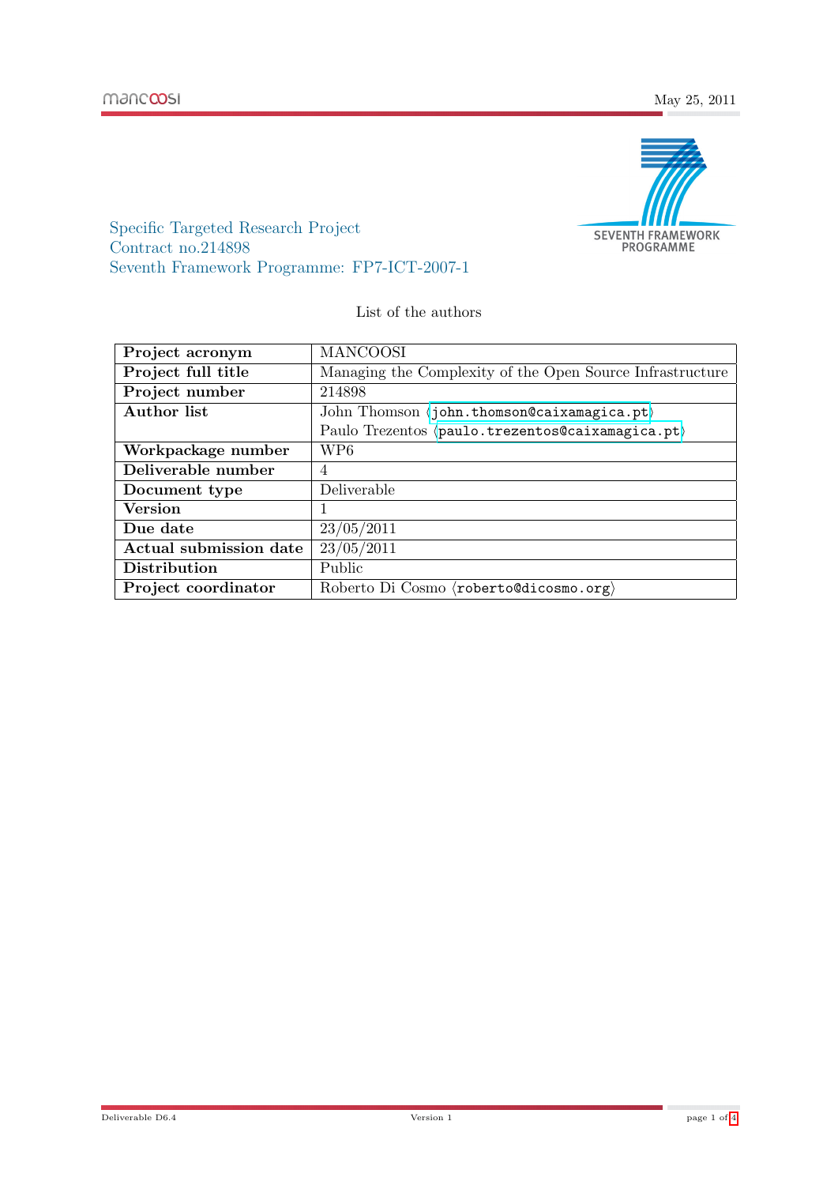Specific Targeted Research Project
Contract no.214898
Seventh Framework Programme: FP7-ICT-2007-1

List of the authors

| Project acronym | MANCOOSI |
|---|---|
| Project full title | Managing the Complexity of the Open Source Infrastructure |
| Project number | 214898 |
| Author list | John Thomson ⟨john.thomson@caixamagica.pt⟩<br>Paulo Trezentos ⟨paulo.trezentos@caixamagica.pt⟩ |
| Workpackage number | WP6 |
| Deliverable number | 4 |
| Document type | Deliverable |
| Version | 1 |
| Due date | 23/05/2011 |
| Actual submission date | 23/05/2011 |
| Distribution | Public |
| Project coordinator | Roberto Di Cosmo ⟨roberto@dicosmo.org⟩ |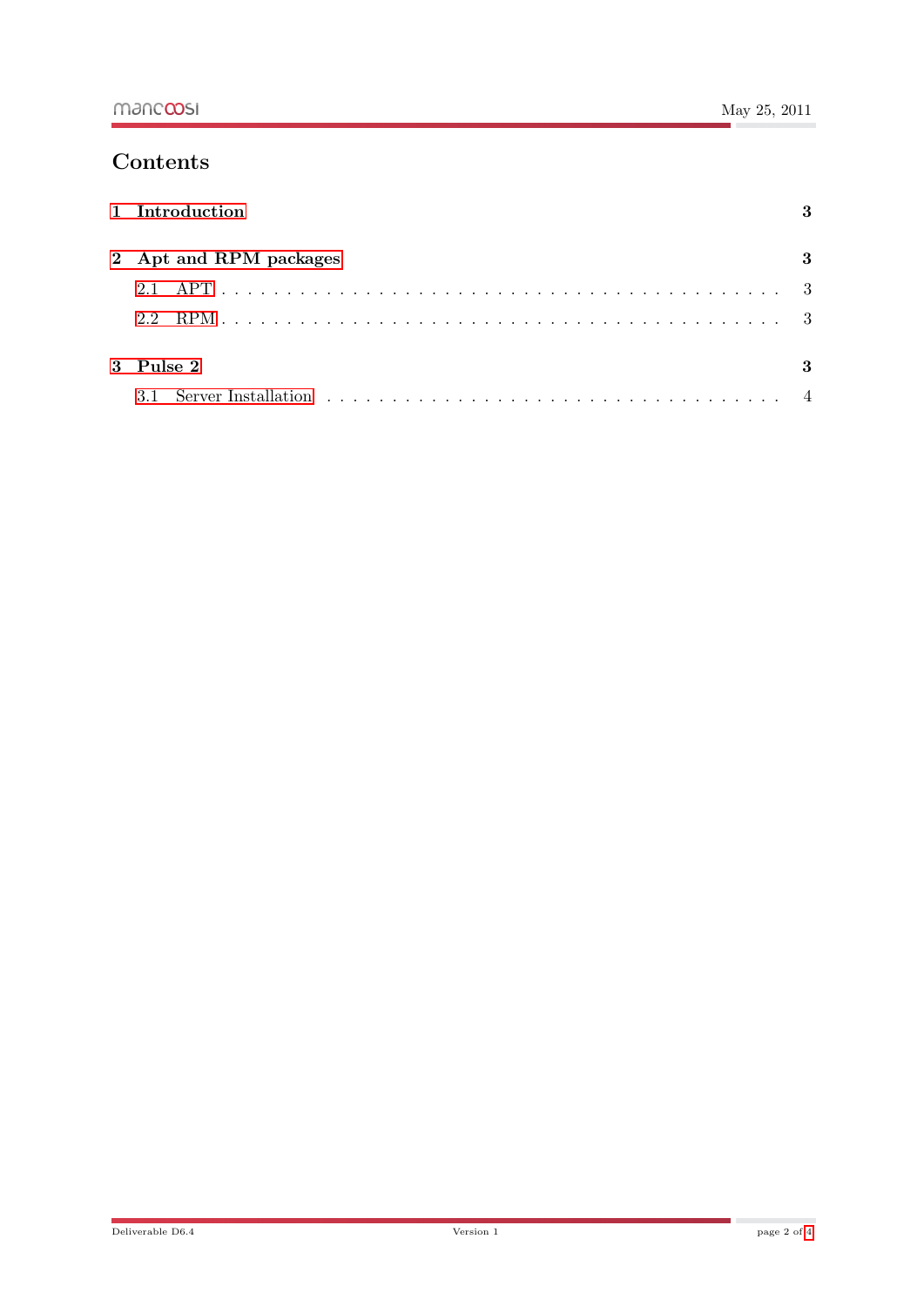# Contents

1 Introduction — 3

2 Apt and RPM packages — 3

- 2.1 APT — 3
- 2.2 RPM — 3

3 Pulse 2 — 3

- 3.1 Server Installation — 4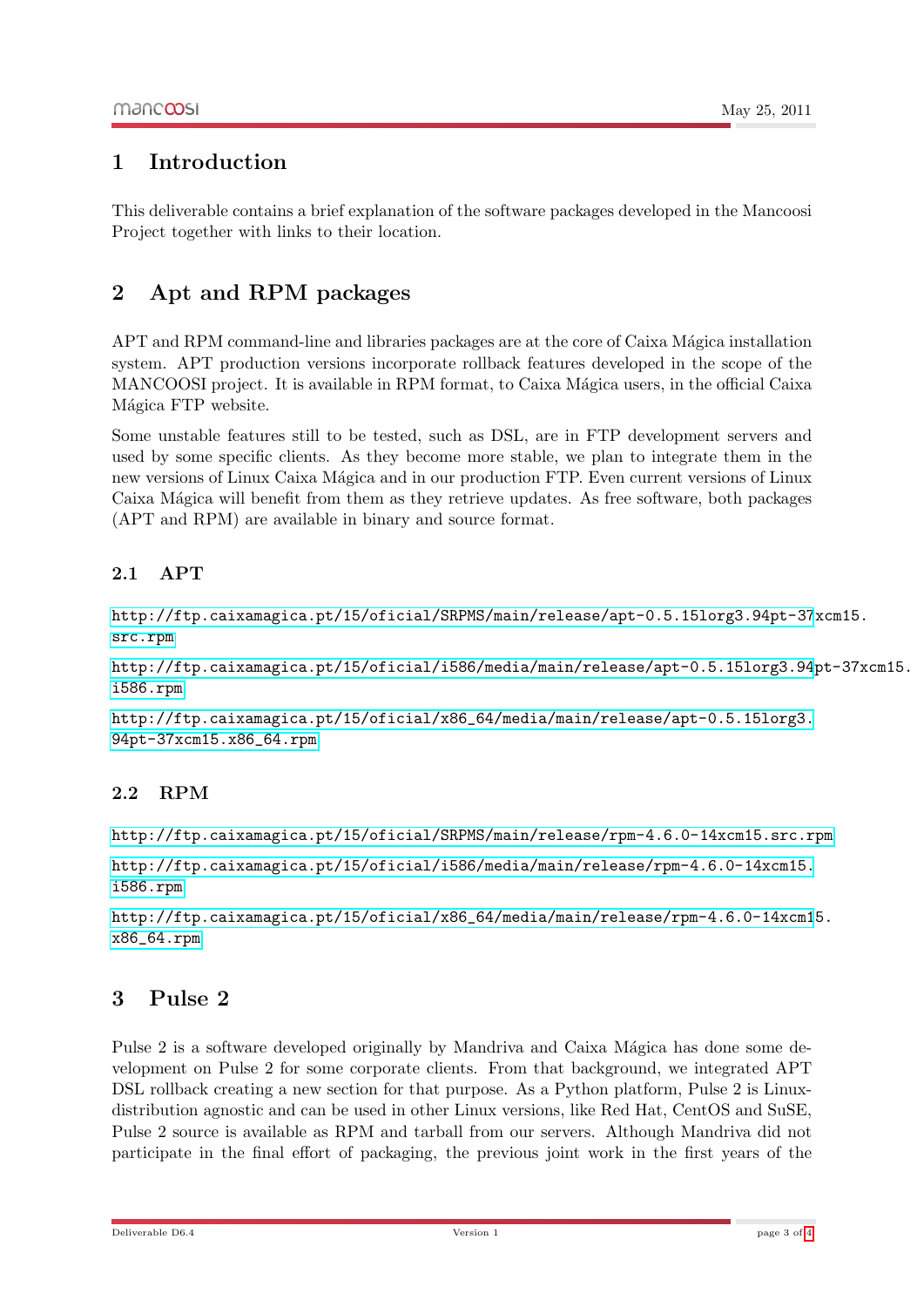# 1 Introduction

This deliverable contains a brief explanation of the software packages developed in the Mancoosi Project together with links to their location.

# 2 Apt and RPM packages

APT and RPM command-line and libraries packages are at the core of Caixa Mágica installation system. APT production versions incorporate rollback features developed in the scope of the MANCOOSI project. It is available in RPM format, to Caixa Mágica users, in the official Caixa Mágica FTP website.

Some unstable features still to be tested, such as DSL, are in FTP development servers and used by some specific clients. As they become more stable, we plan to integrate them in the new versions of Linux Caixa Mágica and in our production FTP. Even current versions of Linux Caixa Mágica will benefit from them as they retrieve updates. As free software, both packages (APT and RPM) are available in binary and source format.

## 2.1 APT

http://ftp.caixamagica.pt/15/oficial/SRPMS/main/release/apt-0.5.15lorg3.94pt-37xcm15.src.rpm

http://ftp.caixamagica.pt/15/oficial/i586/media/main/release/apt-0.5.15lorg3.94pt-37xcm15.i586.rpm

http://ftp.caixamagica.pt/15/oficial/x86_64/media/main/release/apt-0.5.15lorg3.94pt-37xcm15.x86_64.rpm

## 2.2 RPM

http://ftp.caixamagica.pt/15/oficial/SRPMS/main/release/rpm-4.6.0-14xcm15.src.rpm

http://ftp.caixamagica.pt/15/oficial/i586/media/main/release/rpm-4.6.0-14xcm15.i586.rpm

http://ftp.caixamagica.pt/15/oficial/x86_64/media/main/release/rpm-4.6.0-14xcm15.x86_64.rpm

# 3 Pulse 2

Pulse 2 is a software developed originally by Mandriva and Caixa Mágica has done some development on Pulse 2 for some corporate clients. From that background, we integrated APT DSL rollback creating a new section for that purpose. As a Python platform, Pulse 2 is Linux-distribution agnostic and can be used in other Linux versions, like Red Hat, CentOS and SuSE, Pulse 2 source is available as RPM and tarball from our servers. Although Mandriva did not participate in the final effort of packaging, the previous joint work in the first years of the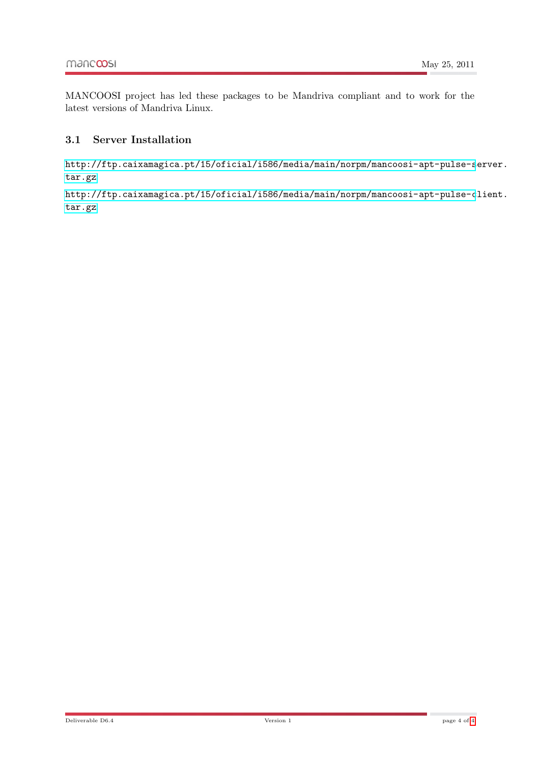MANCOOSI project has led these packages to be Mandriva compliant and to work for the latest versions of Mandriva Linux.

### 3.1 Server Installation

http://ftp.caixamagica.pt/15/oficial/i586/media/main/norpm/mancoosi-apt-pulse-server.tar.gz

http://ftp.caixamagica.pt/15/oficial/i586/media/main/norpm/mancoosi-apt-pulse-client.tar.gz